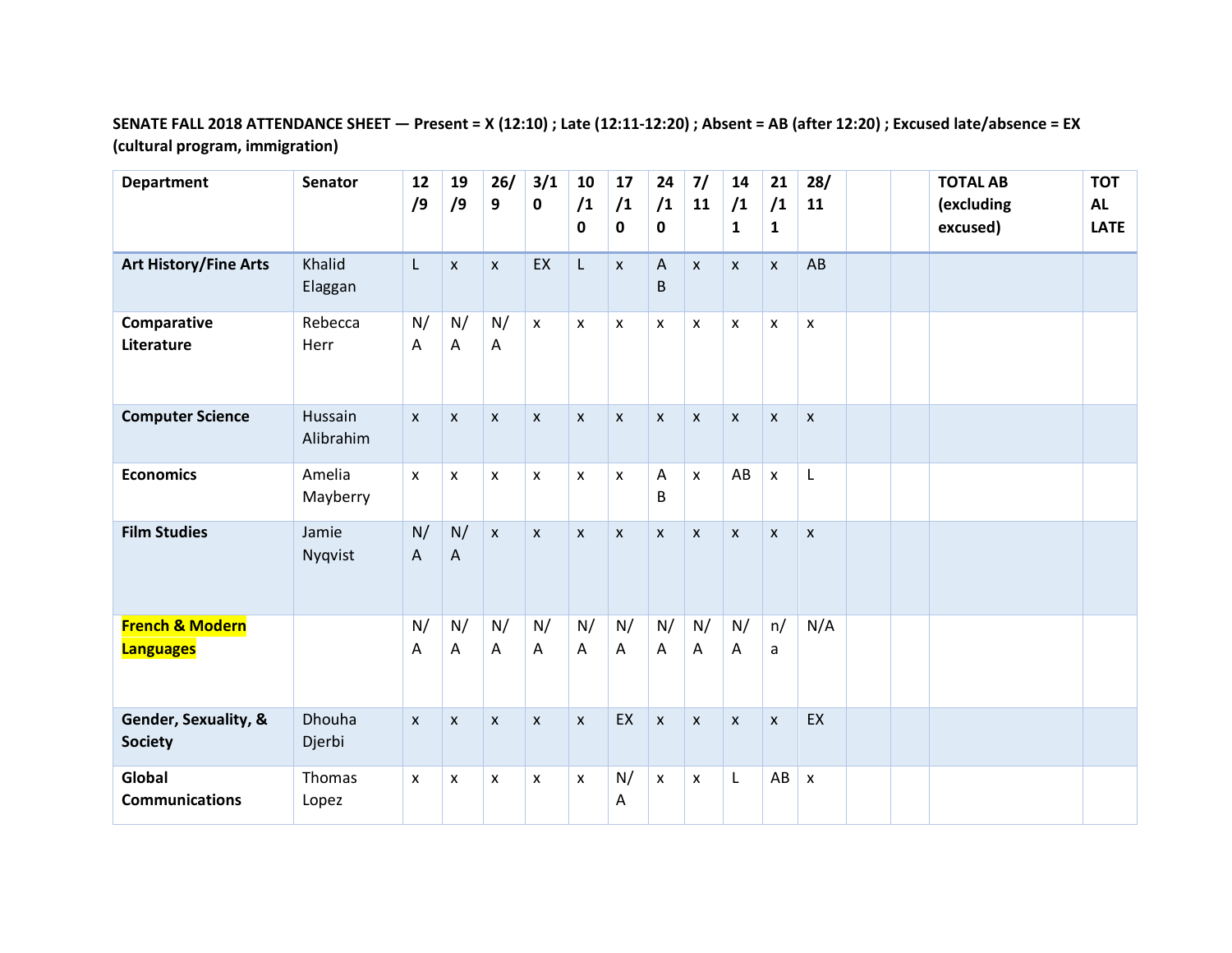**SENATE FALL 2018 ATTENDANCE SHEET — Present = X (12:10) ; Late (12:11-12:20) ; Absent = AB (after 12:20) ; Excused late/absence = EX (cultural program, immigration)**

| Department | Senator | 12/9 | 19/9 | 26/9 | 3/10 | 10/10 | 17/10 | 24/10 | 7/11 | 14/11 | 21/11 | 28/11 | | | TOTAL AB (excluding excused) | TOTAL LATE |
|---|---|---|---|---|---|---|---|---|---|---|---|---|---|---|---|---|
| **Art History/Fine Arts** | Khalid Elaggan | L | x | x | EX | L | x | AB | x | x | x | AB | | | | |
| **Comparative Literature** | Rebecca Herr | N/A | N/A | N/A | x | x | x | x | x | x | x | x | | | | |
| **Computer Science** | Hussain Alibrahim | x | x | x | x | x | x | x | x | x | x | x | | | | |
| **Economics** | Amelia Mayberry | x | x | x | x | x | x | AB | x | AB | x | L | | | | |
| **Film Studies** | Jamie Nyqvist | N/A | N/A | x | x | x | x | x | x | x | x | x | | | | |
| **French & Modern Languages** | | N/A | N/A | N/A | N/A | N/A | N/A | N/A | N/A | N/A | n/a | N/A | | | | |
| **Gender, Sexuality, & Society** | Dhouha Djerbi | x | x | x | x | x | EX | x | x | x | x | EX | | | | |
| **Global Communications** | Thomas Lopez | x | x | x | x | x | N/A | x | x | L | AB | x | | | | |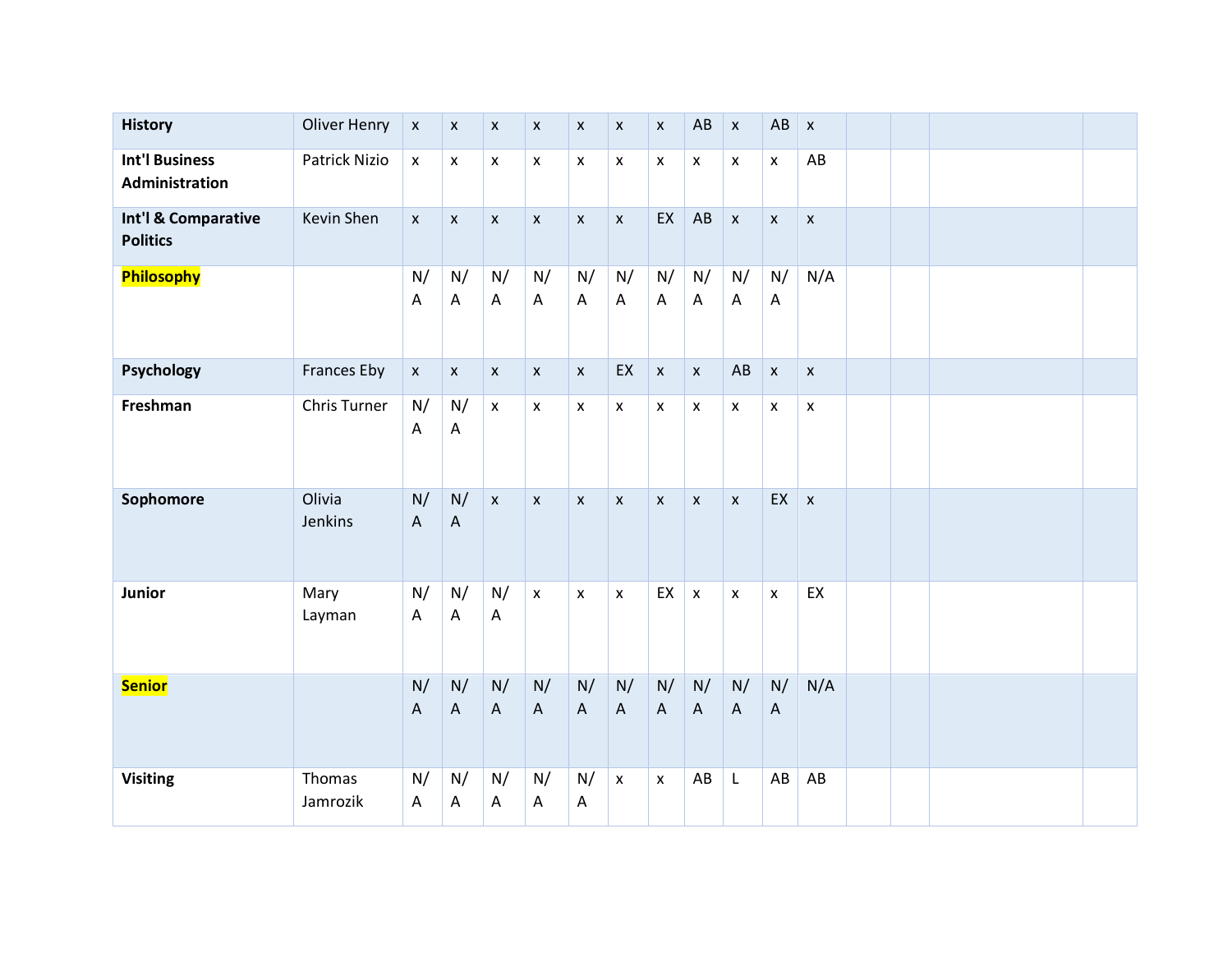| **History** | Oliver Henry | x | x | x | x | x | x | x | AB | x | AB | x | | | | |
|---|---|---|---|---|---|---|---|---|---|---|---|---|---|---|---|---|
| **Int'l Business Administration** | Patrick Nizio | x | x | x | x | x | x | x | x | x | x | AB | | | | |
| **Int'l & Comparative Politics** | Kevin Shen | x | x | x | x | x | x | EX | AB | x | x | x | | | | |
| **Philosophy** | | N/A | N/A | N/A | N/A | N/A | N/A | N/A | N/A | N/A | N/A | N/A | | | | |
| **Psychology** | Frances Eby | x | x | x | x | x | EX | x | x | AB | x | x | | | | |
| **Freshman** | Chris Turner | N/A | N/A | x | x | x | x | x | x | x | x | x | | | | |
| **Sophomore** | Olivia Jenkins | N/A | N/A | x | x | x | x | x | x | x | EX | x | | | | |
| **Junior** | Mary Layman | N/A | N/A | N/A | x | x | x | EX | x | x | x | EX | | | | |
| **Senior** | | N/A | N/A | N/A | N/A | N/A | N/A | N/A | N/A | N/A | N/A | N/A | | | | |
| **Visiting** | Thomas Jamrozik | N/A | N/A | N/A | N/A | N/A | x | x | AB | L | AB | AB | | | | |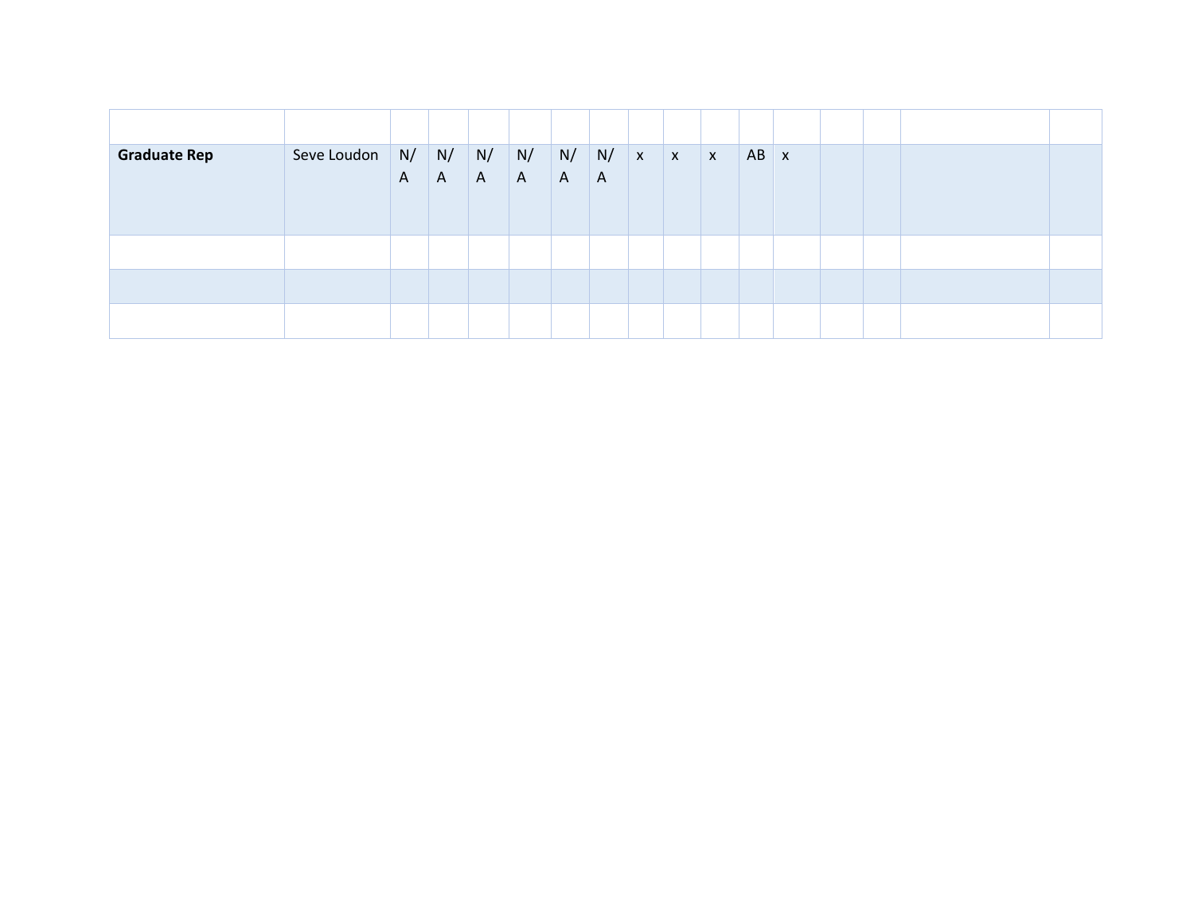| | | | | | | | | | | | | | | | | |
|---|---|---|---|---|---|---|---|---|---|---|---|---|---|---|---|---|
| **Graduate Rep** | Seve Loudon | N/A | N/A | N/A | N/A | N/A | N/A | x | x | x | AB | x | | | | |
| | | | | | | | | | | | | | | | | |
| | | | | | | | | | | | | | | | | |
| | | | | | | | | | | | | | | | | |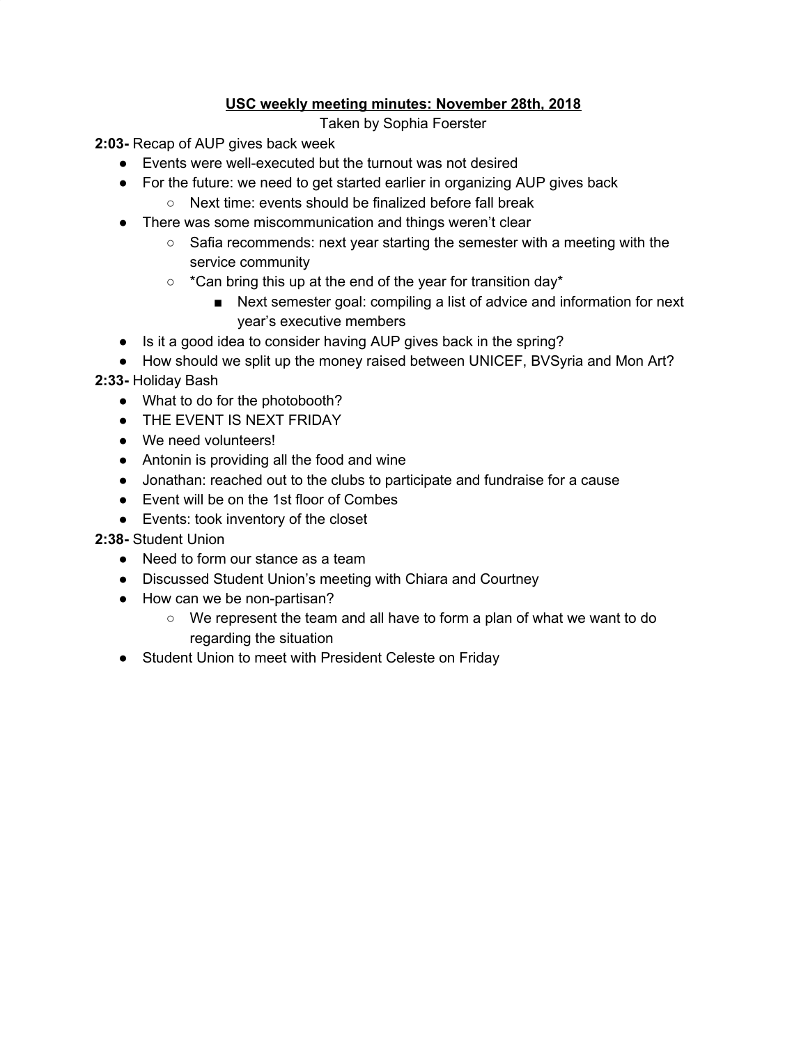**<u>USC weekly meeting minutes: November 28th, 2018</u>**

Taken by Sophia Foerster

**2:03-** Recap of AUP gives back week

- Events were well-executed but the turnout was not desired
- For the future: we need to get started earlier in organizing AUP gives back
  - Next time: events should be finalized before fall break
- There was some miscommunication and things weren't clear
  - Safia recommends: next year starting the semester with a meeting with the service community
  - *Can bring this up at the end of the year for transition day*
    - Next semester goal: compiling a list of advice and information for next year's executive members
- Is it a good idea to consider having AUP gives back in the spring?
- How should we split up the money raised between UNICEF, BVSyria and Mon Art?

**2:33-** Holiday Bash

- What to do for the photobooth?
- THE EVENT IS NEXT FRIDAY
- We need volunteers!
- Antonin is providing all the food and wine
- Jonathan: reached out to the clubs to participate and fundraise for a cause
- Event will be on the 1st floor of Combes
- Events: took inventory of the closet

**2:38-** Student Union

- Need to form our stance as a team
- Discussed Student Union's meeting with Chiara and Courtney
- How can we be non-partisan?
  - We represent the team and all have to form a plan of what we want to do regarding the situation
- Student Union to meet with President Celeste on Friday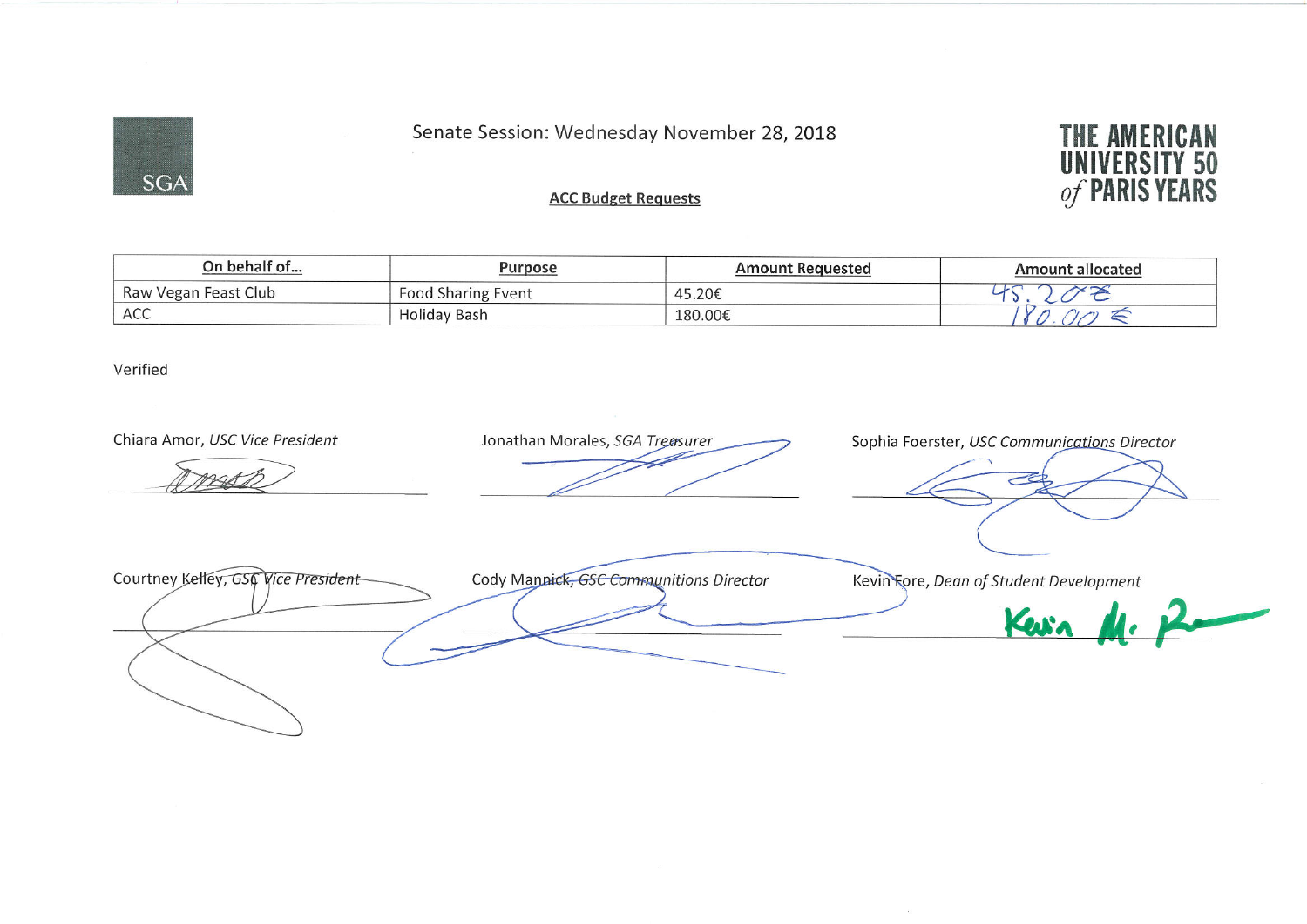SGA

Senate Session: Wednesday November 28, 2018

THE AMERICAN UNIVERSITY of PARIS 50 YEARS

**ACC Budget Requests**

| On behalf of... | Purpose | Amount Requested | Amount allocated |
|---|---|---|---|
| Raw Vegan Feast Club | Food Sharing Event | 45.20€ | 45.20€ |
| ACC | Holiday Bash | 180.00€ | 180.00 € |

Verified

Chiara Amor, *USC Vice President*

Jonathan Morales, *SGA Treasurer*

Sophia Foerster, *USC Communications Director*

Courtney Kelley, *GSC Vice President*

Cody Mannick, *GSC Communitions Director*

Kevin Fore, *Dean of Student Development*

Kevin M. Fore